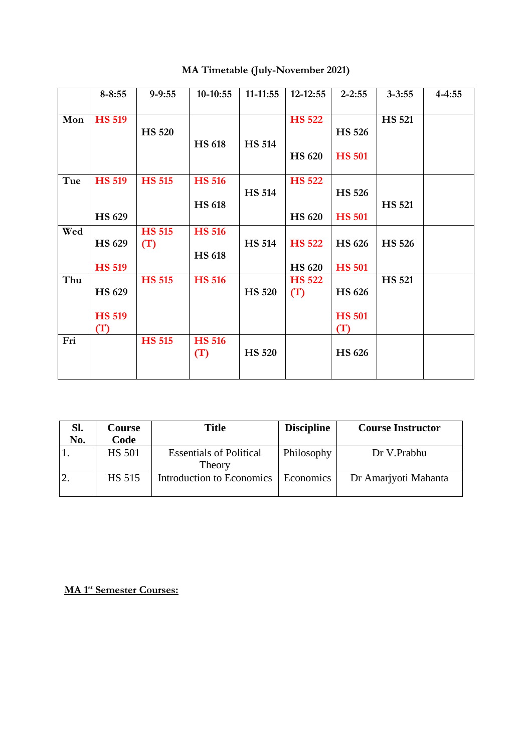# MA Timetable (July-November 2021)

| | 8-8:55 | 9-9:55 | 10-10:55 | 11-11:55 | 12-12:55 | 2-2:55 | 3-3:55 | 4-4:55 |
|---|---|---|---|---|---|---|---|---|
| **Mon** | **HS 519** | **HS 520** | **HS 618** | **HS 514** | **HS 522**<br>**HS 620** | **HS 526**<br>**HS 501** | **HS 521** | |
| **Tue** | **HS 519**<br>**HS 629** | **HS 515** | **HS 516**<br>**HS 618** | **HS 514** | **HS 522**<br>**HS 620** | **HS 526**<br>**HS 501** | **HS 521** | |
| **Wed** | **HS 629**<br>**HS 519** | **HS 515 (T)** | **HS 516**<br>**HS 618** | **HS 514** | **HS 522**<br>**HS 620** | **HS 626**<br>**HS 501** | **HS 526** | |
| **Thu** | **HS 629**<br>**HS 519 (T)** | **HS 515** | **HS 516** | **HS 520** | **HS 522 (T)** | **HS 626**<br>**HS 501 (T)** | **HS 521** | |
| **Fri** | | **HS 515** | **HS 516 (T)** | **HS 520** | | **HS 626** | | |

| Sl. No. | Course Code | Title | Discipline | Course Instructor |
|---|---|---|---|---|
| 1. | HS 501 | Essentials of Political Theory | Philosophy | Dr V.Prabhu |
| 2. | HS 515 | Introduction to Economics | Economics | Dr Amarjyoti Mahanta |

**MA 1st Semester Courses:**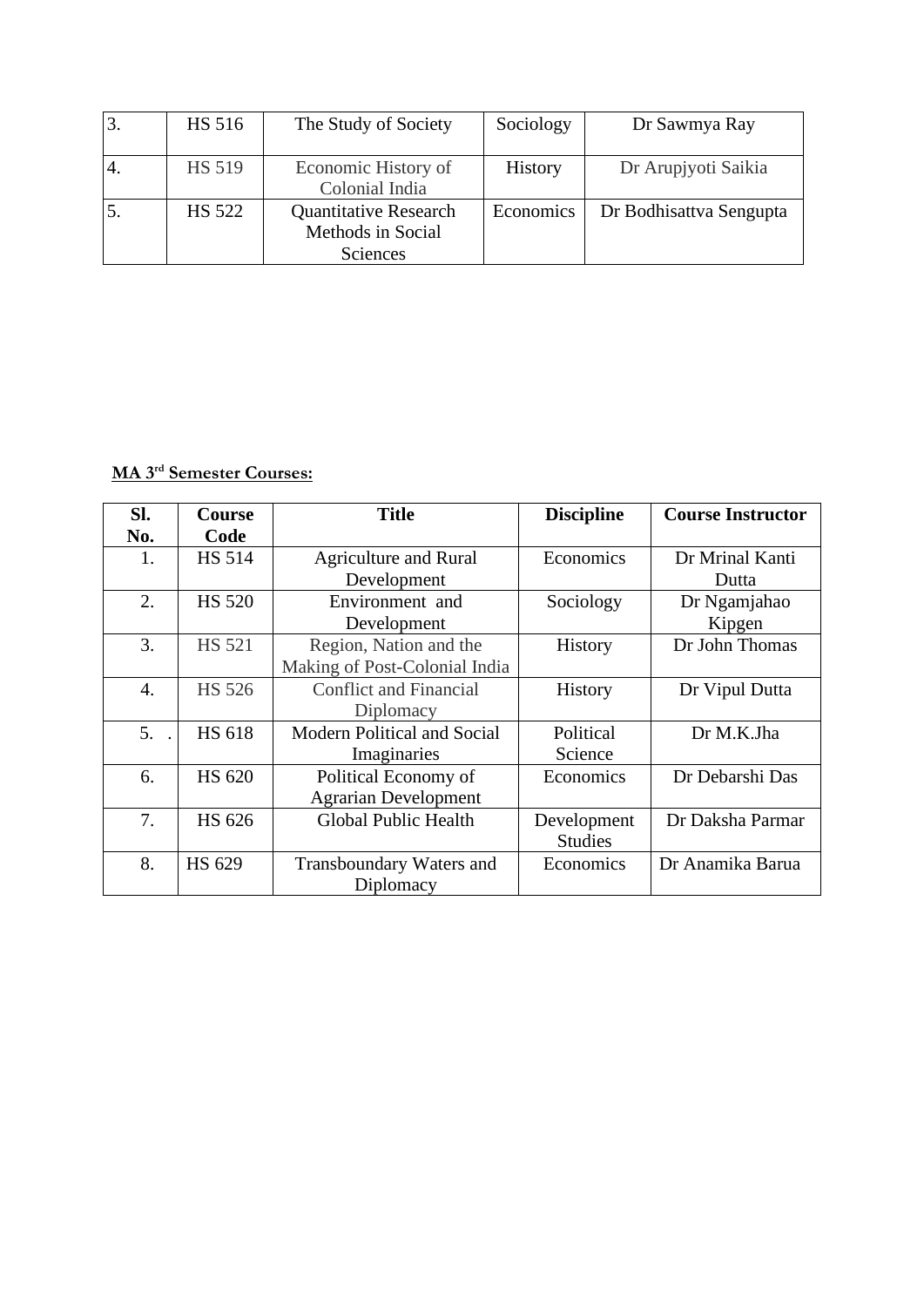| | | | | |
|---|---|---|---|---|
| 3. | HS 516 | The Study of Society | Sociology | Dr Sawmya Ray |
| 4. | HS 519 | Economic History of Colonial India | History | Dr Arupjyoti Saikia |
| 5. | HS 522 | Quantitative Research Methods in Social Sciences | Economics | Dr Bodhisattva Sengupta |

**MA 3rd Semester Courses:**

| Sl. No. | Course Code | Title | Discipline | Course Instructor |
|---|---|---|---|---|
| 1. | HS 514 | Agriculture and Rural Development | Economics | Dr Mrinal Kanti Dutta |
| 2. | HS 520 | Environment and Development | Sociology | Dr Ngamjahao Kipgen |
| 3. | HS 521 | Region, Nation and the Making of Post-Colonial India | History | Dr John Thomas |
| 4. | HS 526 | Conflict and Financial Diplomacy | History | Dr Vipul Dutta |
| 5. . | HS 618 | Modern Political and Social Imaginaries | Political Science | Dr M.K.Jha |
| 6. | HS 620 | Political Economy of Agrarian Development | Economics | Dr Debarshi Das |
| 7. | HS 626 | Global Public Health | Development Studies | Dr Daksha Parmar |
| 8. | HS 629 | Transboundary Waters and Diplomacy | Economics | Dr Anamika Barua |